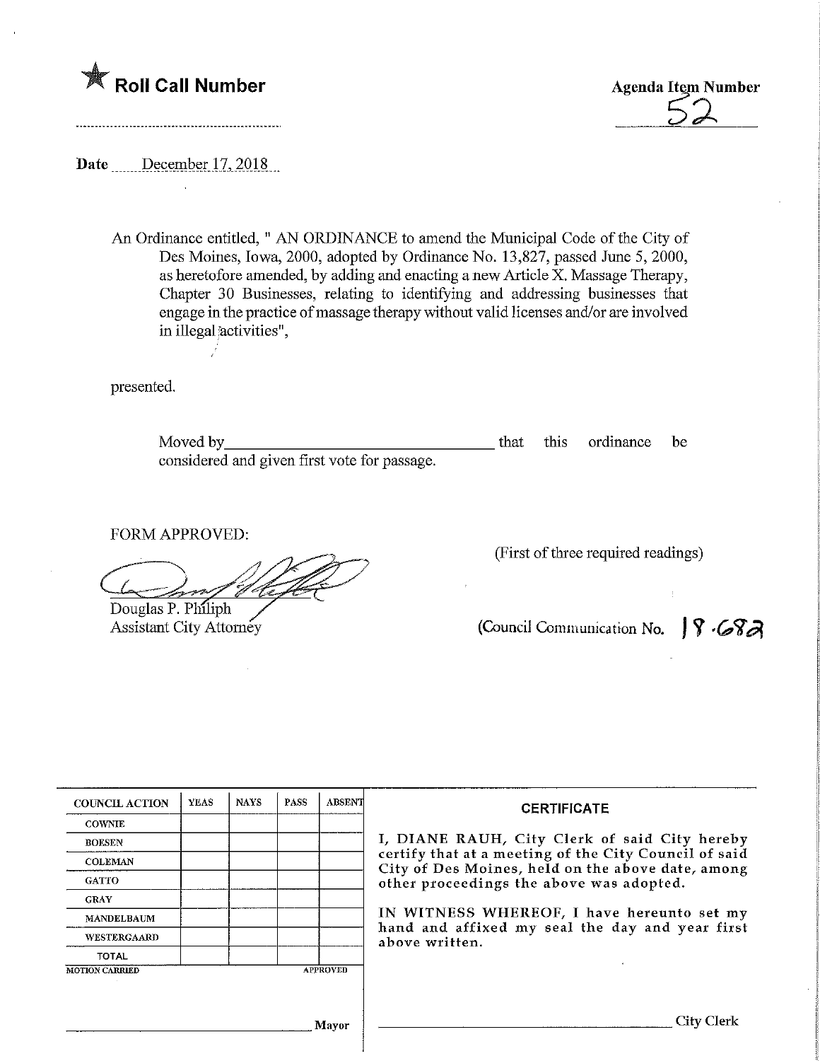★ **Roll Call Number**

.......................................................

**Agenda Item Number**

52

**Date** December 17, 2018

An Ordinance entitled, " AN ORDINANCE to amend the Municipal Code of the City of Des Moines, Iowa, 2000, adopted by Ordinance No. 13,827, passed June 5, 2000, as heretofore amended, by adding and enacting a new Article X. Massage Therapy, Chapter 30 Businesses, relating to identifying and addressing businesses that engage in the practice of massage therapy without valid licenses and/or are involved in illegal activities",

presented.

Moved by ________________________________ that this ordinance be considered and given first vote for passage.

FORM APPROVED:

Douglas P. Philiph
Assistant City Attorney

(First of three required readings)

(Council Communication No. 18-682

| COUNCIL ACTION | YEAS | NAYS | PASS | ABSENT |
|---|---|---|---|---|
| COWNIE | | | | |
| BOESEN | | | | |
| COLEMAN | | | | |
| GATTO | | | | |
| GRAY | | | | |
| MANDELBAUM | | | | |
| WESTERGAARD | | | | |
| TOTAL | | | | |

MOTION CARRIED APPROVED

______________________________ Mayor

**CERTIFICATE**

I, DIANE RAUH, City Clerk of said City hereby certify that at a meeting of the City Council of said City of Des Moines, held on the above date, among other proceedings the above was adopted.

IN WITNESS WHEREOF, I have hereunto set my hand and affixed my seal the day and year first above written.

______________________________ City Clerk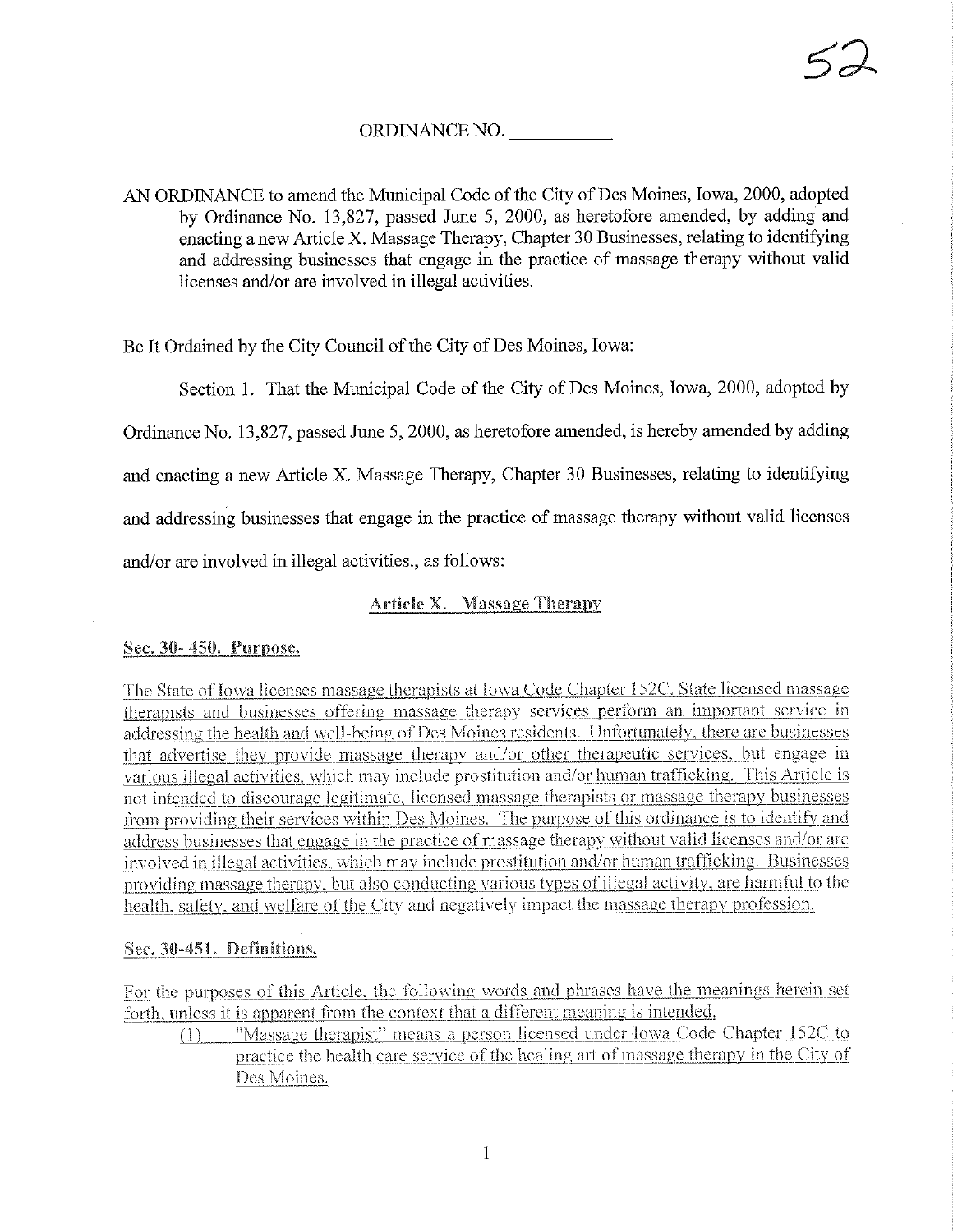52

ORDINANCE NO. ___________

AN ORDINANCE to amend the Municipal Code of the City of Des Moines, Iowa, 2000, adopted by Ordinance No. 13,827, passed June 5, 2000, as heretofore amended, by adding and enacting a new Article X. Massage Therapy, Chapter 30 Businesses, relating to identifying and addressing businesses that engage in the practice of massage therapy without valid licenses and/or are involved in illegal activities.

Be It Ordained by the City Council of the City of Des Moines, Iowa:

Section 1. That the Municipal Code of the City of Des Moines, Iowa, 2000, adopted by Ordinance No. 13,827, passed June 5, 2000, as heretofore amended, is hereby amended by adding and enacting a new Article X. Massage Therapy, Chapter 30 Businesses, relating to identifying and addressing businesses that engage in the practice of massage therapy without valid licenses and/or are involved in illegal activities., as follows:

## Article X. Massage Therapy

### Sec. 30- 450. Purpose.

The State of Iowa licenses massage therapists at Iowa Code Chapter 152C. State licensed massage therapists and businesses offering massage therapy services perform an important service in addressing the health and well-being of Des Moines residents. Unfortunately, there are businesses that advertise they provide massage therapy and/or other therapeutic services, but engage in various illegal activities, which may include prostitution and/or human trafficking. This Article is not intended to discourage legitimate, licensed massage therapists or massage therapy businesses from providing their services within Des Moines. The purpose of this ordinance is to identify and address businesses that engage in the practice of massage therapy without valid licenses and/or are involved in illegal activities, which may include prostitution and/or human trafficking. Businesses providing massage therapy, but also conducting various types of illegal activity, are harmful to the health, safety, and welfare of the City and negatively impact the massage therapy profession.

### Sec. 30-451. Definitions.

For the purposes of this Article, the following words and phrases have the meanings herein set forth, unless it is apparent from the context that a different meaning is intended.

(1) "Massage therapist" means a person licensed under Iowa Code Chapter 152C to practice the health care service of the healing art of massage therapy in the City of Des Moines.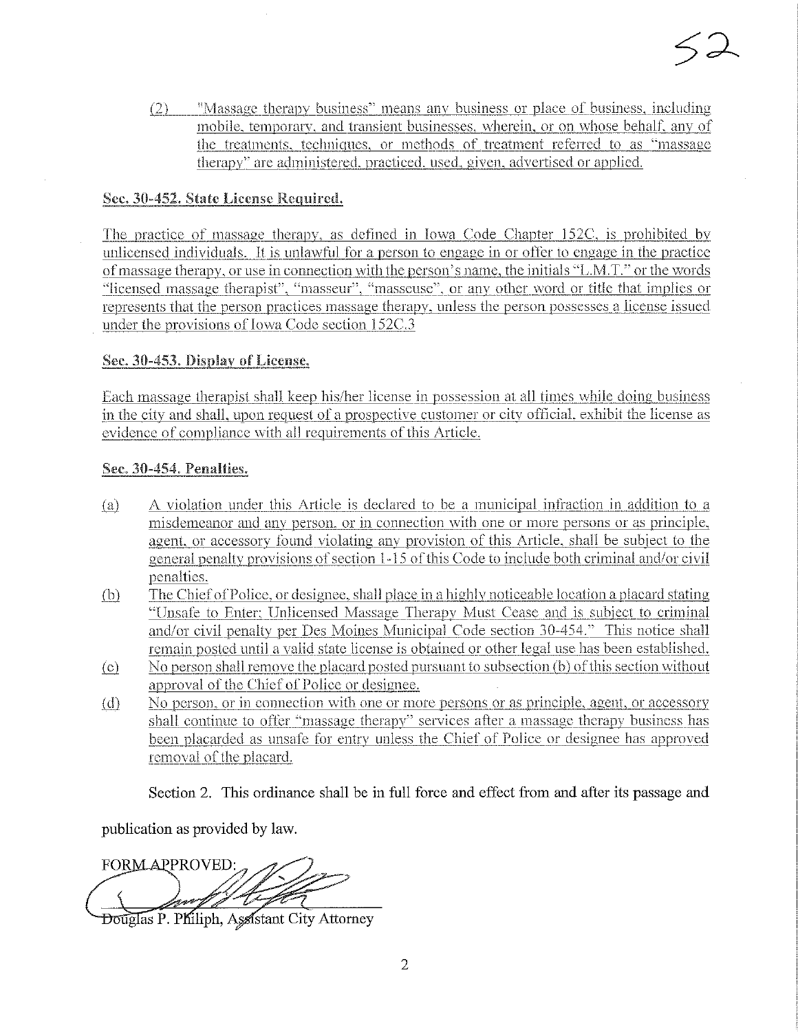(2) "Massage therapy business" means any business or place of business, including mobile, temporary, and transient businesses, wherein, or on whose behalf, any of the treatments, techniques, or methods of treatment referred to as "massage therapy" are administered, practiced, used, given, advertised or applied.

**Sec. 30-452. State License Required.**

The practice of massage therapy, as defined in Iowa Code Chapter 152C, is prohibited by unlicensed individuals. It is unlawful for a person to engage in or offer to engage in the practice of massage therapy, or use in connection with the person's name, the initials "L.M.T." or the words "licensed massage therapist", "masseur", "masseuse", or any other word or title that implies or represents that the person practices massage therapy, unless the person possesses a license issued under the provisions of Iowa Code section 152C.3

**Sec. 30-453. Display of License.**

Each massage therapist shall keep his/her license in possession at all times while doing business in the city and shall, upon request of a prospective customer or city official, exhibit the license as evidence of compliance with all requirements of this Article.

**Sec. 30-454. Penalties.**

(a) A violation under this Article is declared to be a municipal infraction in addition to a misdemeanor and any person, or in connection with one or more persons or as principle, agent, or accessory found violating any provision of this Article, shall be subject to the general penalty provisions of section 1-15 of this Code to include both criminal and/or civil penalties.

(b) The Chief of Police, or designee, shall place in a highly noticeable location a placard stating "Unsafe to Enter; Unlicensed Massage Therapy Must Cease and is subject to criminal and/or civil penalty per Des Moines Municipal Code section 30-454." This notice shall remain posted until a valid state license is obtained or other legal use has been established.

(c) No person shall remove the placard posted pursuant to subsection (b) of this section without approval of the Chief of Police or designee.

(d) No person, or in connection with one or more persons or as principle, agent, or accessory shall continue to offer "massage therapy" services after a massage therapy business has been placarded as unsafe for entry unless the Chief of Police or designee has approved removal of the placard.

Section 2. This ordinance shall be in full force and effect from and after its passage and publication as provided by law.

FORM APPROVED:

Douglas P. Philiph, Assistant City Attorney